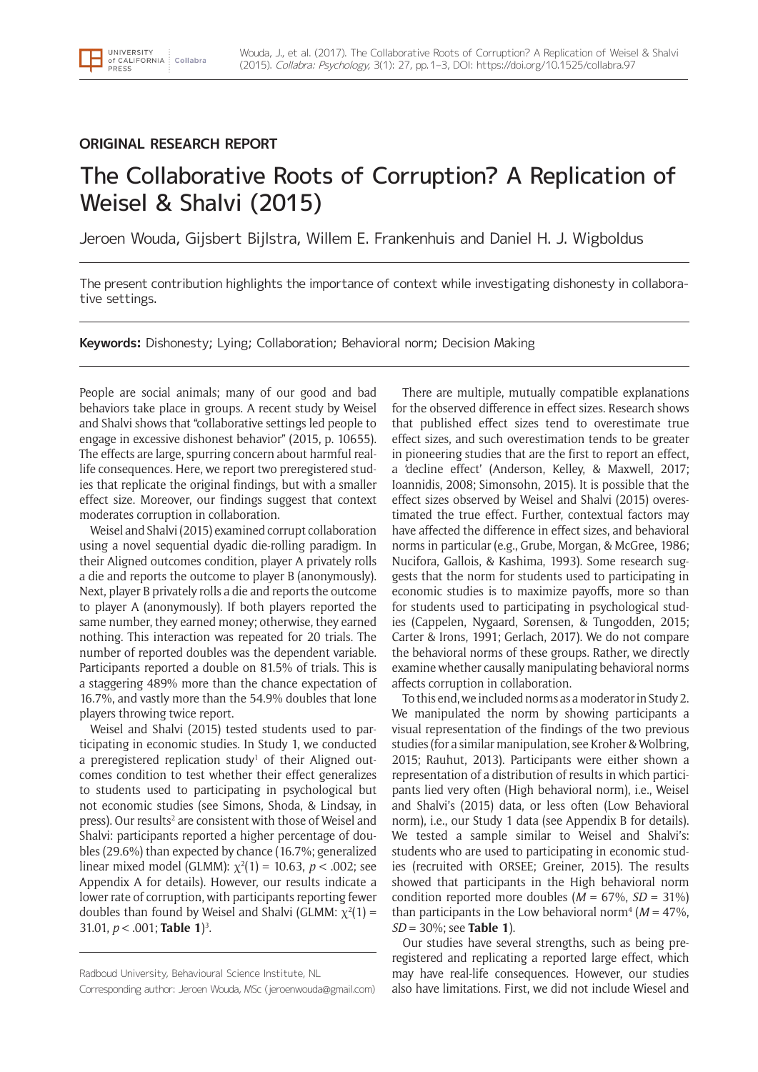ORIGINAL RESEARCH REPORT

# The Collaborative Roots of Corruption? A Replication of Weisel & Shalvi (2015)

Jeroen Wouda, Gijsbert Bijlstra, Willem E. Frankenhuis and Daniel H. J. Wigboldus

The present contribution highlights the importance of context while investigating dishonesty in collaborative settings.

**Keywords:** Dishonesty; Lying; Collaboration; Behavioral norm; Decision Making

People are social animals; many of our good and bad behaviors take place in groups. A recent study by Weisel and Shalvi shows that "collaborative settings led people to engage in excessive dishonest behavior" (2015, p. 10655). The effects are large, spurring concern about harmful real-life consequences. Here, we report two preregistered studies that replicate the original findings, but with a smaller effect size. Moreover, our findings suggest that context moderates corruption in collaboration.

Weisel and Shalvi (2015) examined corrupt collaboration using a novel sequential dyadic die-rolling paradigm. In their Aligned outcomes condition, player A privately rolls a die and reports the outcome to player B (anonymously). Next, player B privately rolls a die and reports the outcome to player A (anonymously). If both players reported the same number, they earned money; otherwise, they earned nothing. This interaction was repeated for 20 trials. The number of reported doubles was the dependent variable. Participants reported a double on 81.5% of trials. This is a staggering 489% more than the chance expectation of 16.7%, and vastly more than the 54.9% doubles that lone players throwing twice report.

Weisel and Shalvi (2015) tested students used to participating in economic studies. In Study 1, we conducted a preregistered replication study[1] of their Aligned outcomes condition to test whether their effect generalizes to students used to participating in psychological but not economic studies (see Simons, Shoda, & Lindsay, in press). Our results[2] are consistent with those of Weisel and Shalvi: participants reported a higher percentage of doubles (29.6%) than expected by chance (16.7%; generalized linear mixed model (GLMM): $\chi^2(1) = 10.63$, $p < .002$; see Appendix A for details). However, our results indicate a lower rate of corruption, with participants reporting fewer doubles than found by Weisel and Shalvi (GLMM: $\chi^2(1) = 31.01$, $p < .001$; **Table 1**)[3].

There are multiple, mutually compatible explanations for the observed difference in effect sizes. Research shows that published effect sizes tend to overestimate true effect sizes, and such overestimation tends to be greater in pioneering studies that are the first to report an effect, a 'decline effect' (Anderson, Kelley, & Maxwell, 2017; Ioannidis, 2008; Simonsohn, 2015). It is possible that the effect sizes observed by Weisel and Shalvi (2015) overestimated the true effect. Further, contextual factors may have affected the difference in effect sizes, and behavioral norms in particular (e.g., Grube, Morgan, & McGree, 1986; Nucifora, Gallois, & Kashima, 1993). Some research suggests that the norm for students used to participating in economic studies is to maximize payoffs, more so than for students used to participating in psychological studies (Cappelen, Nygaard, Sørensen, & Tungodden, 2015; Carter & Irons, 1991; Gerlach, 2017). We do not compare the behavioral norms of these groups. Rather, we directly examine whether causally manipulating behavioral norms affects corruption in collaboration.

To this end, we included norms as a moderator in Study 2. We manipulated the norm by showing participants a visual representation of the findings of the two previous studies (for a similar manipulation, see Kroher & Wolbring, 2015; Rauhut, 2013). Participants were either shown a representation of a distribution of results in which participants lied very often (High behavioral norm), i.e., Weisel and Shalvi's (2015) data, or less often (Low Behavioral norm), i.e., our Study 1 data (see Appendix B for details). We tested a sample similar to Weisel and Shalvi's: students who are used to participating in economic studies (recruited with ORSEE; Greiner, 2015). The results showed that participants in the High behavioral norm condition reported more doubles ($M$ = 67%, $SD$ = 31%) than participants in the Low behavioral norm[4] ($M$ = 47%, $SD$ = 30%; see **Table 1**).

Our studies have several strengths, such as being preregistered and replicating a reported large effect, which may have real-life consequences. However, our studies also have limitations. First, we did not include Wiesel and

Radboud University, Behavioural Science Institute, NL

Corresponding author: Jeroen Wouda, MSc (jeroenwouda@gmail.com)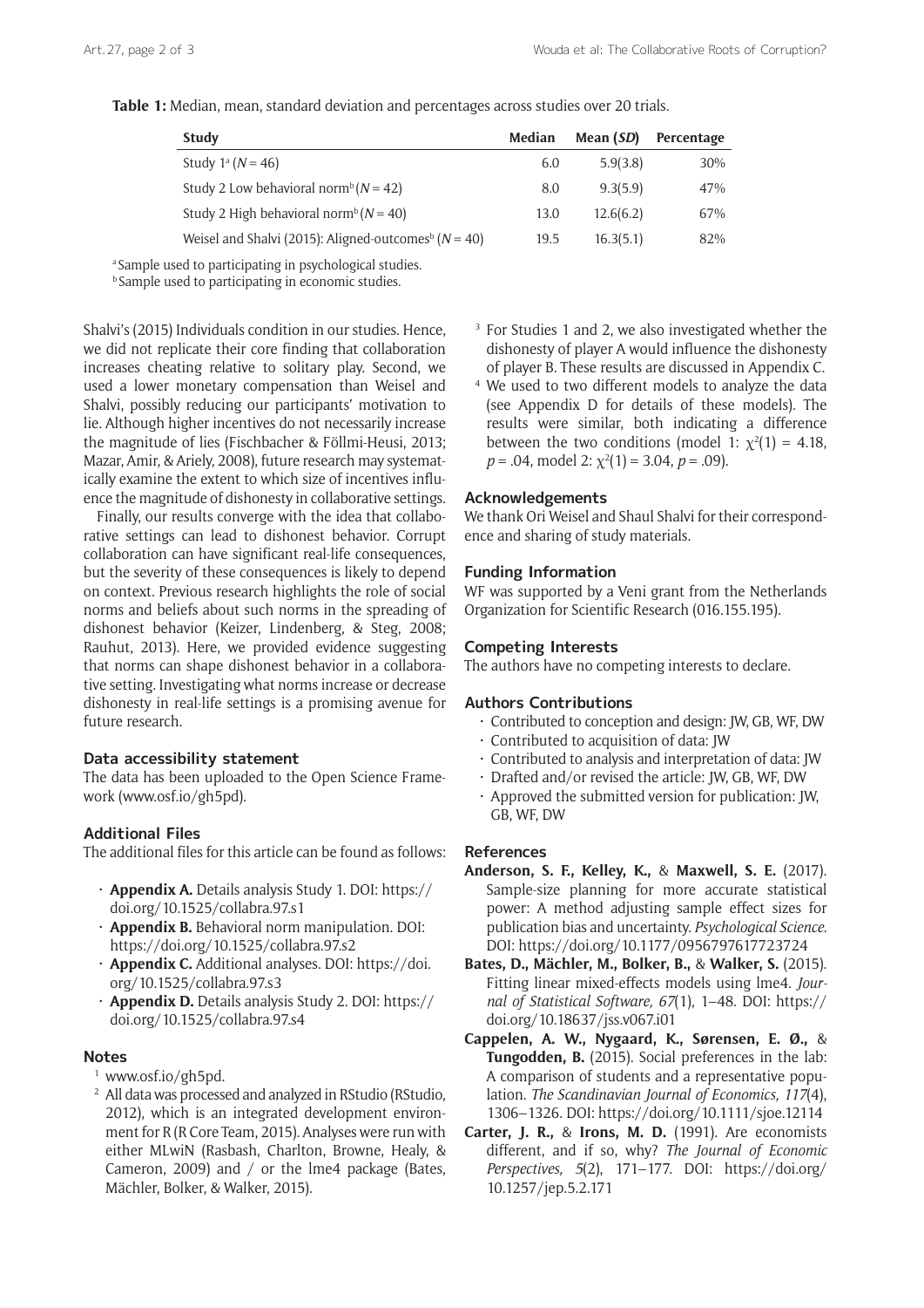**Table 1:** Median, mean, standard deviation and percentages across studies over 20 trials.

| Study | Median | Mean (*SD*) | Percentage |
|---|---|---|---|
| Study 1[a] (*N* = 46) | 6.0 | 5.9(3.8) | 30% |
| Study 2 Low behavioral norm[b] (*N* = 42) | 8.0 | 9.3(5.9) | 47% |
| Study 2 High behavioral norm[b] (*N* = 40) | 13.0 | 12.6(6.2) | 67% |
| Weisel and Shalvi (2015): Aligned-outcomes[b] (*N* = 40) | 19.5 | 16.3(5.1) | 82% |

[a] Sample used to participating in psychological studies.
[b] Sample used to participating in economic studies.

Shalvi's (2015) Individuals condition in our studies. Hence, we did not replicate their core finding that collaboration increases cheating relative to solitary play. Second, we used a lower monetary compensation than Weisel and Shalvi, possibly reducing our participants' motivation to lie. Although higher incentives do not necessarily increase the magnitude of lies (Fischbacher & Föllmi-Heusi, 2013; Mazar, Amir, & Ariely, 2008), future research may systematically examine the extent to which size of incentives influence the magnitude of dishonesty in collaborative settings.

Finally, our results converge with the idea that collaborative settings can lead to dishonest behavior. Corrupt collaboration can have significant real-life consequences, but the severity of these consequences is likely to depend on context. Previous research highlights the role of social norms and beliefs about such norms in the spreading of dishonest behavior (Keizer, Lindenberg, & Steg, 2008; Rauhut, 2013). Here, we provided evidence suggesting that norms can shape dishonest behavior in a collaborative setting. Investigating what norms increase or decrease dishonesty in real-life settings is a promising avenue for future research.

### Data accessibility statement

The data has been uploaded to the Open Science Framework (www.osf.io/gh5pd).

### Additional Files

The additional files for this article can be found as follows:

- **Appendix A.** Details analysis Study 1. DOI: https://doi.org/10.1525/collabra.97.s1
- **Appendix B.** Behavioral norm manipulation. DOI: https://doi.org/10.1525/collabra.97.s2
- **Appendix C.** Additional analyses. DOI: https://doi.org/10.1525/collabra.97.s3
- **Appendix D.** Details analysis Study 2. DOI: https://doi.org/10.1525/collabra.97.s4

### Notes

[1] www.osf.io/gh5pd.

[2] All data was processed and analyzed in RStudio (RStudio, 2012), which is an integrated development environment for R (R Core Team, 2015). Analyses were run with either MLwiN (Rasbash, Charlton, Browne, Healy, & Cameron, 2009) and / or the lme4 package (Bates, Mächler, Bolker, & Walker, 2015).

[3] For Studies 1 and 2, we also investigated whether the dishonesty of player A would influence the dishonesty of player B. These results are discussed in Appendix C.

[4] We used to two different models to analyze the data (see Appendix D for details of these models). The results were similar, both indicating a difference between the two conditions (model 1: $\chi^2(1) = 4.18$, $p = .04$, model 2: $\chi^2(1) = 3.04$, $p = .09$).

### Acknowledgements

We thank Ori Weisel and Shaul Shalvi for their correspondence and sharing of study materials.

### Funding Information

WF was supported by a Veni grant from the Netherlands Organization for Scientific Research (016.155.195).

### Competing Interests

The authors have no competing interests to declare.

### Authors Contributions

- Contributed to conception and design: JW, GB, WF, DW
- Contributed to acquisition of data: JW
- Contributed to analysis and interpretation of data: JW
- Drafted and/or revised the article: JW, GB, WF, DW
- Approved the submitted version for publication: JW, GB, WF, DW

### References

**Anderson, S. F., Kelley, K.,** & **Maxwell, S. E.** (2017). Sample-size planning for more accurate statistical power: A method adjusting sample effect sizes for publication bias and uncertainty. *Psychological Science.* DOI: https://doi.org/10.1177/0956797617723724

**Bates, D., Mächler, M., Bolker, B.,** & **Walker, S.** (2015). Fitting linear mixed-effects models using lme4. *Journal of Statistical Software, 67*(1), 1–48. DOI: https://doi.org/10.18637/jss.v067.i01

**Cappelen, A. W., Nygaard, K., Sørensen, E. Ø.,** & **Tungodden, B.** (2015). Social preferences in the lab: A comparison of students and a representative population. *The Scandinavian Journal of Economics, 117*(4), 1306–1326. DOI: https://doi.org/10.1111/sjoe.12114

**Carter, J. R.,** & **Irons, M. D.** (1991). Are economists different, and if so, why? *The Journal of Economic Perspectives, 5*(2), 171–177. DOI: https://doi.org/10.1257/jep.5.2.171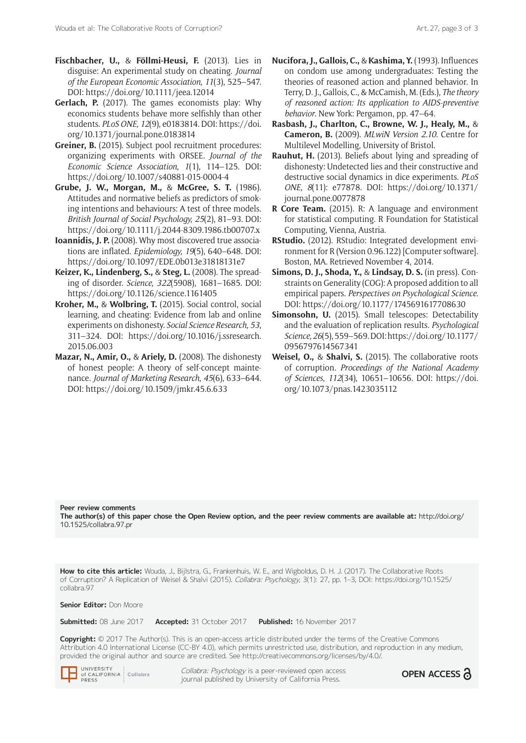**Fischbacher, U.,** & **Föllmi-Heusi, F.** (2013). Lies in disguise: An experimental study on cheating. *Journal of the European Economic Association, 11*(3), 525–547. DOI: https://doi.org/10.1111/jeea.12014

**Gerlach, P.** (2017). The games economists play: Why economics students behave more selfishly than other students. *PLoS ONE, 12*(9), e0183814. DOI: https://doi.org/10.1371/journal.pone.0183814

**Greiner, B.** (2015). Subject pool recruitment procedures: organizing experiments with ORSEE. *Journal of the Economic Science Association, 1*(1), 114–125. DOI: https://doi.org/10.1007/s40881-015-0004-4

**Grube, J. W., Morgan, M.,** & **McGree, S. T.** (1986). Attitudes and normative beliefs as predictors of smoking intentions and behaviours: A test of three models. *British Journal of Social Psychology, 25*(2), 81–93. DOI: https://doi.org/10.1111/j.2044-8309.1986.tb00707.x

**Ioannidis, J. P.** (2008). Why most discovered true associations are inflated. *Epidemiology, 19*(5), 640–648. DOI: https://doi.org/10.1097/EDE.0b013e31818131e7

**Keizer, K., Lindenberg, S.,** & **Steg, L.** (2008). The spreading of disorder. *Science, 322*(5908), 1681–1685. DOI: https://doi.org/10.1126/science.1161405

**Kroher, M.,** & **Wolbring, T.** (2015). Social control, social learning, and cheating: Evidence from lab and online experiments on dishonesty. *Social Science Research, 53*, 311–324. DOI: https://doi.org/10.1016/j.ssresearch.2015.06.003

**Mazar, N., Amir, O.,** & **Ariely, D.** (2008). The dishonesty of honest people: A theory of self-concept maintenance. *Journal of Marketing Research, 45*(6), 633–644. DOI: https://doi.org/10.1509/jmkr.45.6.633

**Nucifora, J., Gallois, C.,** & **Kashima, Y.** (1993). Influences on condom use among undergraduates: Testing the theories of reasoned action and planned behavior. In Terry, D. J., Gallois, C., & McCamish, M. (Eds.), *The theory of reasoned action: Its application to AIDS-preventive behavior*. New York: Pergamon, pp. 47–64.

**Rasbash, J., Charlton, C., Browne, W. J., Healy, M.,** & **Cameron, B.** (2009). *MLwiN Version 2.10*. Centre for Multilevel Modelling, University of Bristol.

**Rauhut, H.** (2013). Beliefs about lying and spreading of dishonesty: Undetected lies and their constructive and destructive social dynamics in dice experiments. *PLoS ONE, 8*(11): e77878. DOI: https://doi.org/10.1371/journal.pone.0077878

**R Core Team.** (2015). R: A language and environment for statistical computing. R Foundation for Statistical Computing, Vienna, Austria.

**RStudio.** (2012). RStudio: Integrated development environment for R (Version 0.96.122) [Computer software]. Boston, MA. Retrieved November 4, 2014.

**Simons, D. J., Shoda, Y.,** & **Lindsay, D. S.** (in press). Constraints on Generality (COG): A proposed addition to all empirical papers. *Perspectives on Psychological Science*. DOI: https://doi.org/10.1177/1745691617708630

**Simonsohn, U.** (2015). Small telescopes: Detectability and the evaluation of replication results. *Psychological Science, 26*(5), 559–569. DOI: https://doi.org/10.1177/0956797614567341

**Weisel, O.,** & **Shalvi, S.** (2015). The collaborative roots of corruption. *Proceedings of the National Academy of Sciences, 112*(34), 10651–10656. DOI: https://doi.org/10.1073/pnas.1423035112

**Peer review comments**

**The author(s) of this paper chose the Open Review option, and the peer review comments are available at:** http://doi.org/10.1525/collabra.97.pr

**How to cite this article:** Wouda, J., Bijlstra, G., Frankenhuis, W. E., and Wigboldus, D. H. J. (2017). The Collaborative Roots of Corruption? A Replication of Weisel & Shalvi (2015). *Collabra: Psychology*, 3(1): 27, pp. 1–3, DOI: https://doi.org/10.1525/collabra.97

**Senior Editor:** Don Moore

**Submitted:** 08 June 2017 **Accepted:** 31 October 2017 **Published:** 16 November 2017

**Copyright:** © 2017 The Author(s). This is an open-access article distributed under the terms of the Creative Commons Attribution 4.0 International License (CC-BY 4.0), which permits unrestricted use, distribution, and reproduction in any medium, provided the original author and source are credited. See http://creativecommons.org/licenses/by/4.0/.

UNIVERSITY of CALIFORNIA PRESS | Collabra

*Collabra: Psychology* is a peer-reviewed open access journal published by University of California Press.

OPEN ACCESS